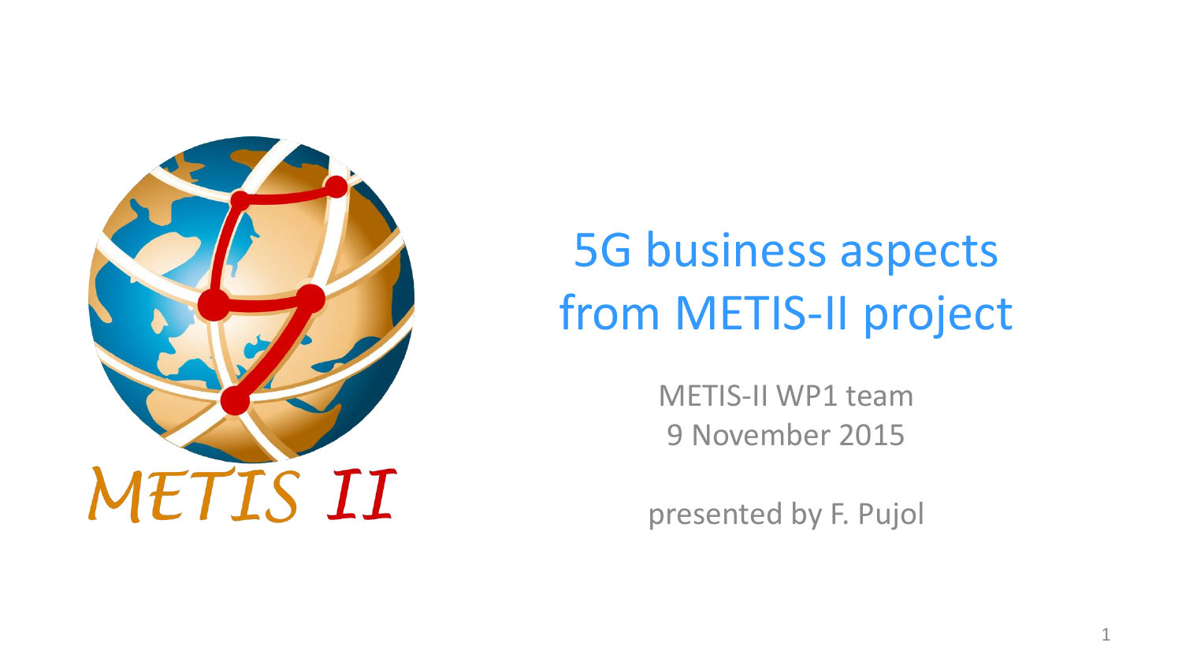METIS II

# 5G business aspects from METIS-II project

METIS-II WP1 team

9 November 2015

presented by F. Pujol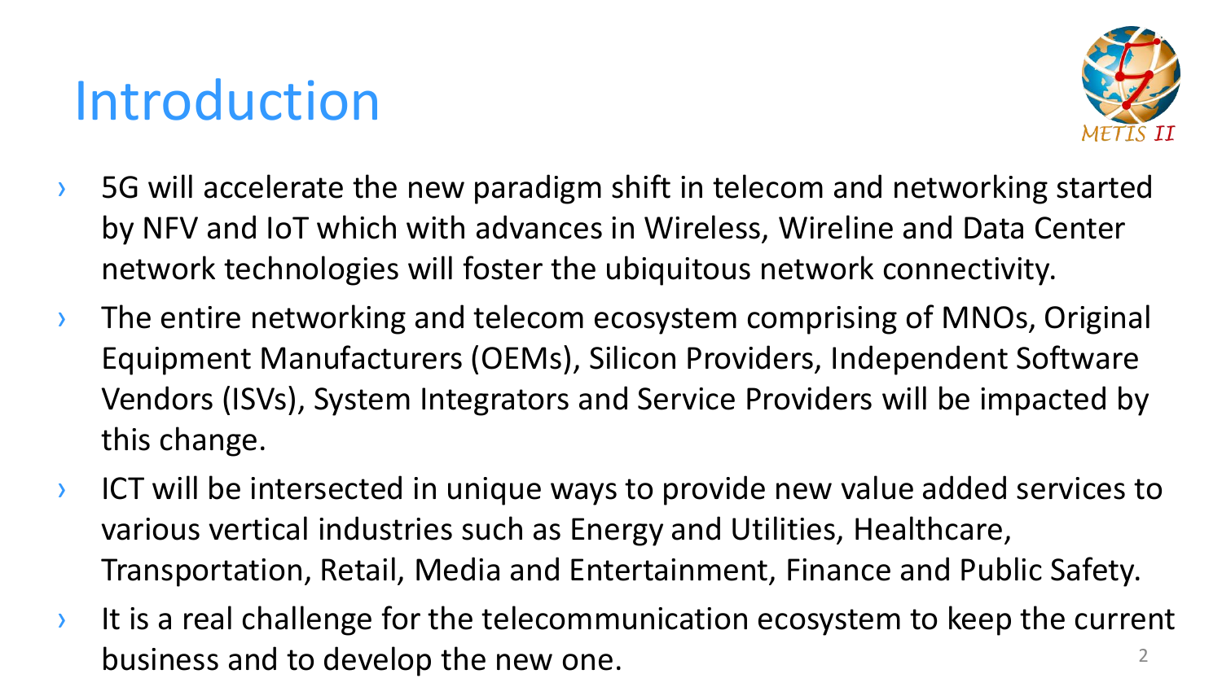# Introduction

- 5G will accelerate the new paradigm shift in telecom and networking started by NFV and IoT which with advances in Wireless, Wireline and Data Center network technologies will foster the ubiquitous network connectivity.
- The entire networking and telecom ecosystem comprising of MNOs, Original Equipment Manufacturers (OEMs), Silicon Providers, Independent Software Vendors (ISVs), System Integrators and Service Providers will be impacted by this change.
- ICT will be intersected in unique ways to provide new value added services to various vertical industries such as Energy and Utilities, Healthcare, Transportation, Retail, Media and Entertainment, Finance and Public Safety.
- It is a real challenge for the telecommunication ecosystem to keep the current business and to develop the new one.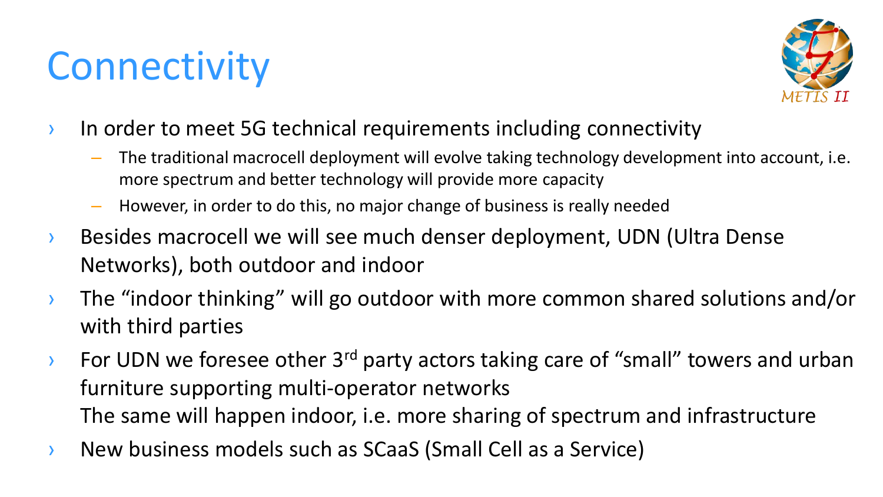# Connectivity

- In order to meet 5G technical requirements including connectivity
  - The traditional macrocell deployment will evolve taking technology development into account, i.e. more spectrum and better technology will provide more capacity
  - However, in order to do this, no major change of business is really needed
- Besides macrocell we will see much denser deployment, UDN (Ultra Dense Networks), both outdoor and indoor
- The "indoor thinking" will go outdoor with more common shared solutions and/or with third parties
- For UDN we foresee other 3rd party actors taking care of "small" towers and urban furniture supporting multi-operator networks
  The same will happen indoor, i.e. more sharing of spectrum and infrastructure
- New business models such as SCaaS (Small Cell as a Service)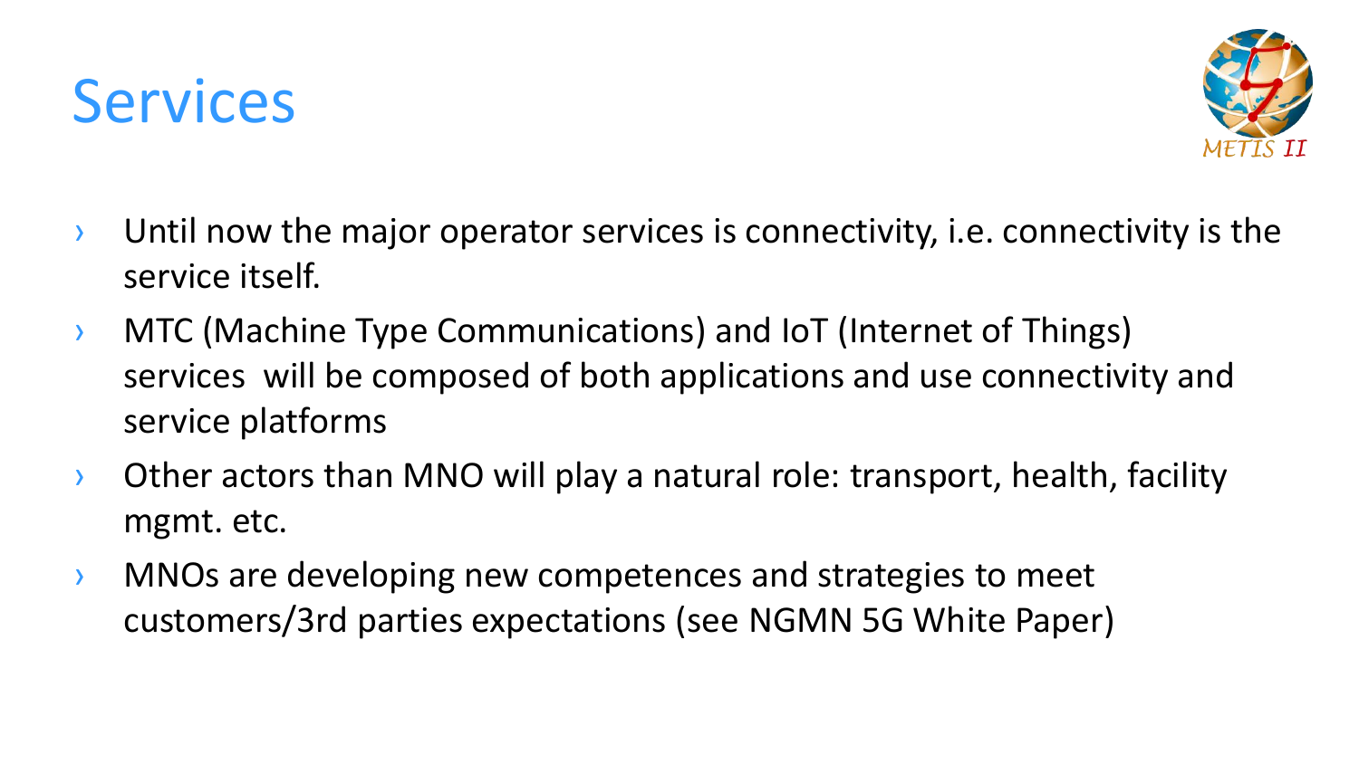# Services

- Until now the major operator services is connectivity, i.e. connectivity is the service itself.
- MTC (Machine Type Communications) and IoT (Internet of Things) services will be composed of both applications and use connectivity and service platforms
- Other actors than MNO will play a natural role: transport, health, facility mgmt. etc.
- MNOs are developing new competences and strategies to meet customers/3rd parties expectations (see NGMN 5G White Paper)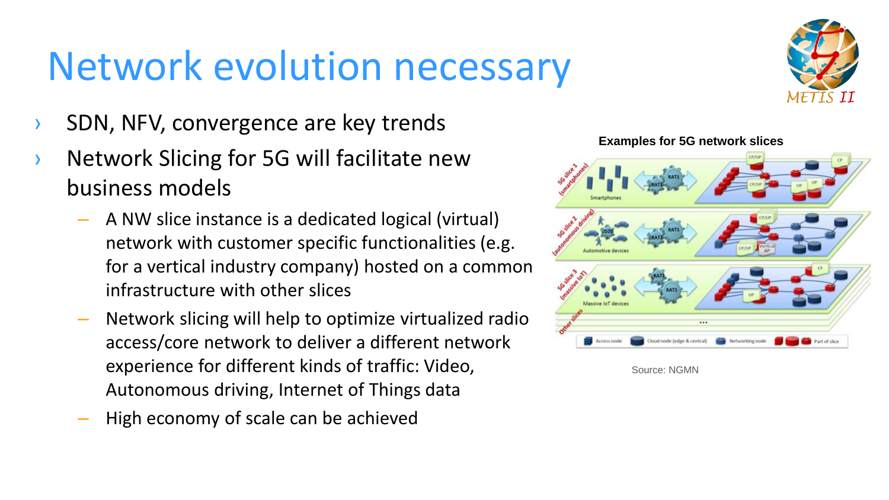# Network evolution necessary

- SDN, NFV, convergence are key trends
- Network Slicing for 5G will facilitate new business models
  - A NW slice instance is a dedicated logical (virtual) network with customer specific functionalities (e.g. for a vertical industry company) hosted on a common infrastructure with other slices
  - Network slicing will help to optimize virtualized radio access/core network to deliver a different network experience for different kinds of traffic: Video, Autonomous driving, Internet of Things data
  - High economy of scale can be achieved

**Examples for 5G network slices**

Source: NGMN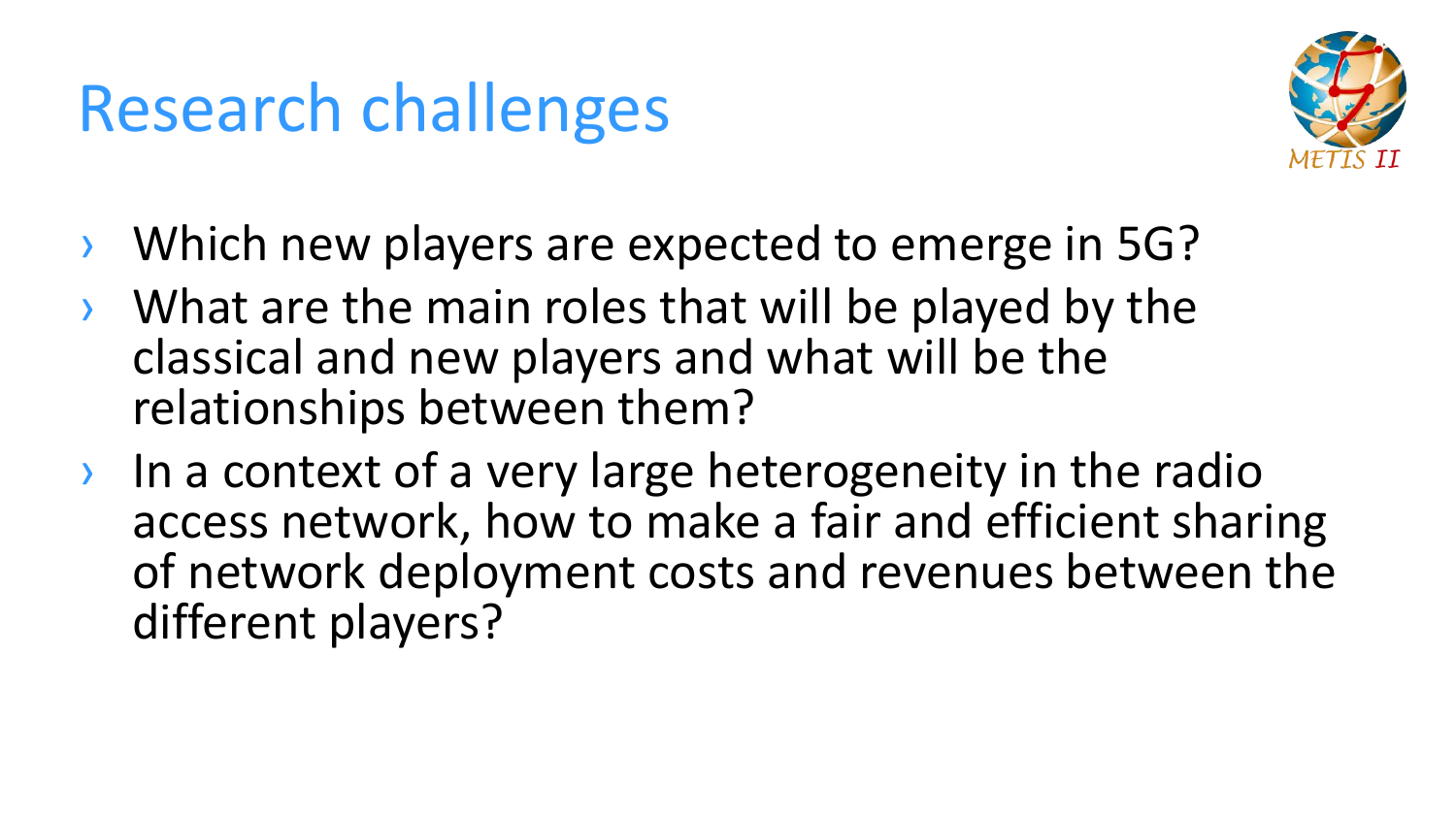# Research challenges

- Which new players are expected to emerge in 5G?
- What are the main roles that will be played by the classical and new players and what will be the relationships between them?
- In a context of a very large heterogeneity in the radio access network, how to make a fair and efficient sharing of network deployment costs and revenues between the different players?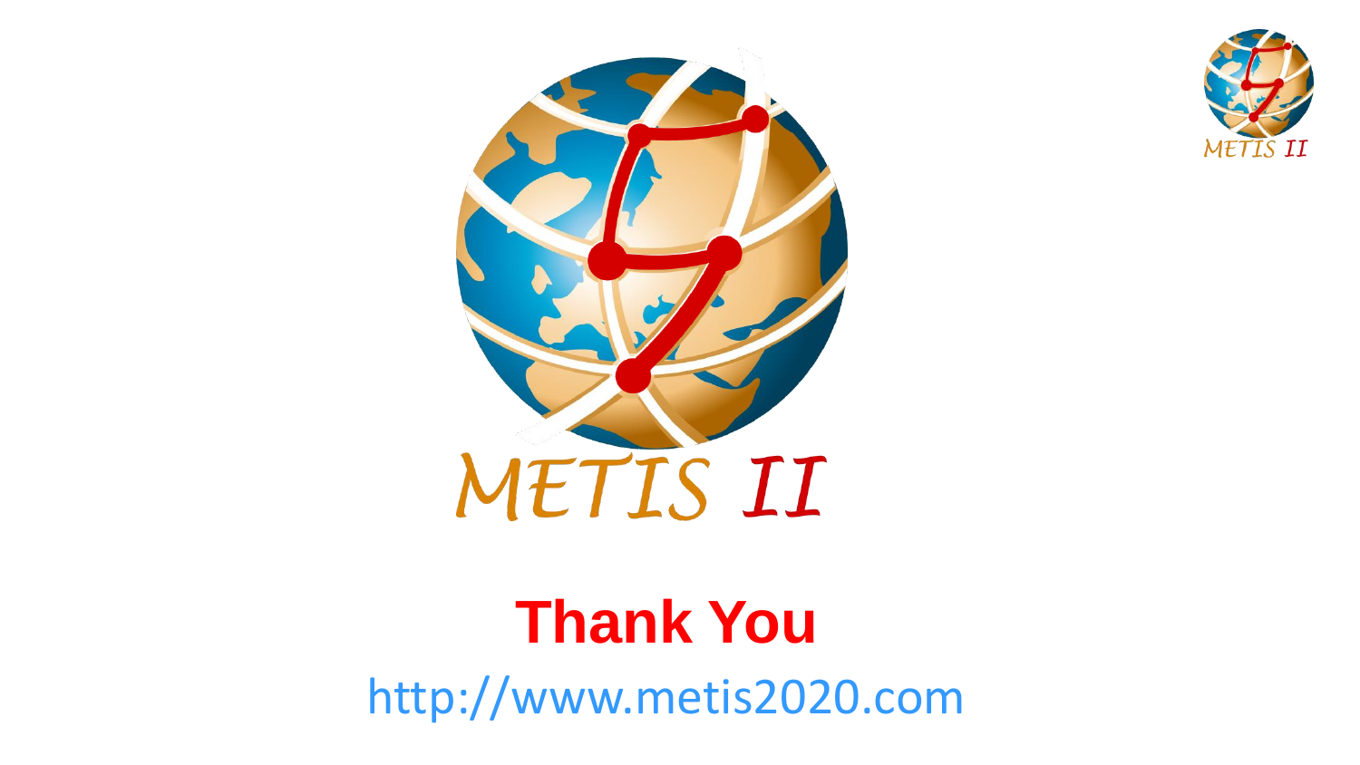METIS II

# Thank You

http://www.metis2020.com